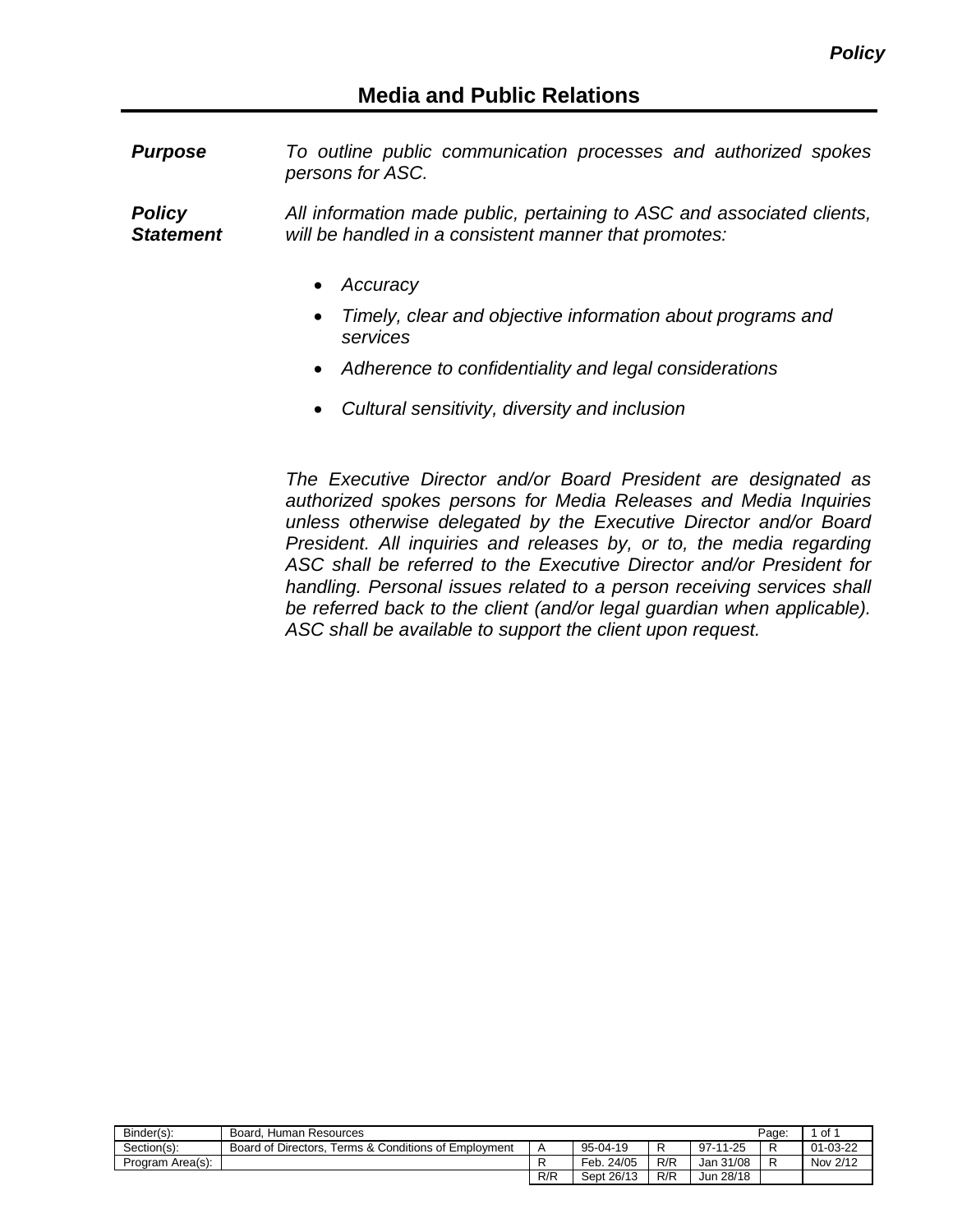*Policy*

# Media and Public Relations

***Purpose*** *To outline public communication processes and authorized spokes persons for ASC.*

***Policy Statement*** *All information made public, pertaining to ASC and associated clients, will be handled in a consistent manner that promotes:*

- *Accuracy*
- *Timely, clear and objective information about programs and services*
- *Adherence to confidentiality and legal considerations*
- *Cultural sensitivity, diversity and inclusion*

*The Executive Director and/or Board President are designated as authorized spokes persons for Media Releases and Media Inquiries unless otherwise delegated by the Executive Director and/or Board President. All inquiries and releases by, or to, the media regarding ASC shall be referred to the Executive Director and/or President for handling. Personal issues related to a person receiving services shall be referred back to the client (and/or legal guardian when applicable). ASC shall be available to support the client upon request.*

| Binder(s): | Board, Human Resources | | | | | Page: | 1 of 1 |
|---|---|---|---|---|---|---|---|
| Section(s): | Board of Directors, Terms & Conditions of Employment | A | 95-04-19 | R | 97-11-25 | R | 01-03-22 |
| Program Area(s): | | R | Feb. 24/05 | R/R | Jan 31/08 | R | Nov 2/12 |
| | | R/R | Sept 26/13 | R/R | Jun 28/18 | | |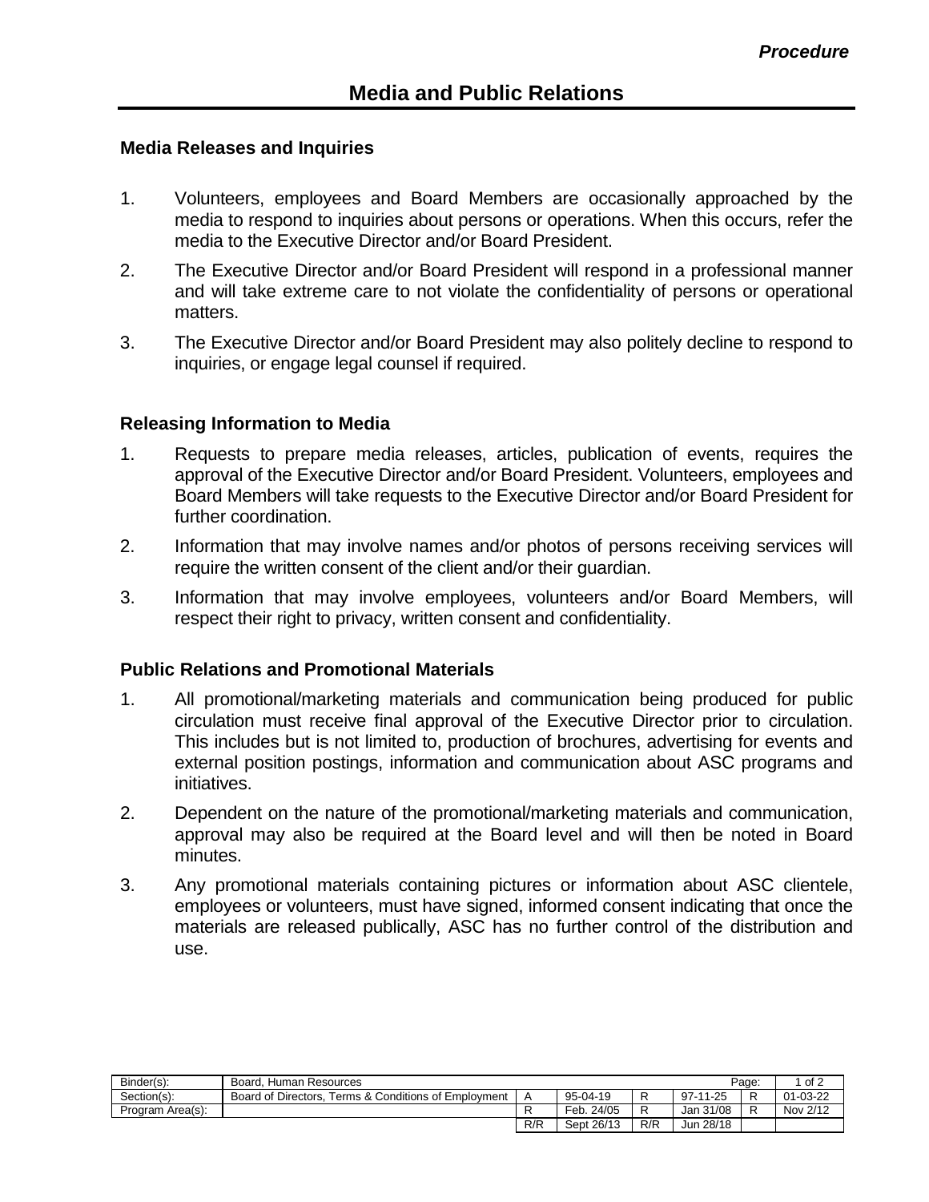*Procedure*

# Media and Public Relations

### Media Releases and Inquiries

1. Volunteers, employees and Board Members are occasionally approached by the media to respond to inquiries about persons or operations. When this occurs, refer the media to the Executive Director and/or Board President.
2. The Executive Director and/or Board President will respond in a professional manner and will take extreme care to not violate the confidentiality of persons or operational matters.
3. The Executive Director and/or Board President may also politely decline to respond to inquiries, or engage legal counsel if required.

### Releasing Information to Media

1. Requests to prepare media releases, articles, publication of events, requires the approval of the Executive Director and/or Board President. Volunteers, employees and Board Members will take requests to the Executive Director and/or Board President for further coordination.
2. Information that may involve names and/or photos of persons receiving services will require the written consent of the client and/or their guardian.
3. Information that may involve employees, volunteers and/or Board Members, will respect their right to privacy, written consent and confidentiality.

### Public Relations and Promotional Materials

1. All promotional/marketing materials and communication being produced for public circulation must receive final approval of the Executive Director prior to circulation. This includes but is not limited to, production of brochures, advertising for events and external position postings, information and communication about ASC programs and initiatives.
2. Dependent on the nature of the promotional/marketing materials and communication, approval may also be required at the Board level and will then be noted in Board minutes.
3. Any promotional materials containing pictures or information about ASC clientele, employees or volunteers, must have signed, informed consent indicating that once the materials are released publically, ASC has no further control of the distribution and use.

| Binder(s): | Board, Human Resources | | | | | Page: | 1 of 2 |
|---|---|---|---|---|---|---|---|
| Section(s): | Board of Directors, Terms & Conditions of Employment | A | 95-04-19 | R | 97-11-25 | R | 01-03-22 |
| Program Area(s): | | R | Feb. 24/05 | R | Jan 31/08 | R | Nov 2/12 |
| | | R/R | Sept 26/13 | R/R | Jun 28/18 | | |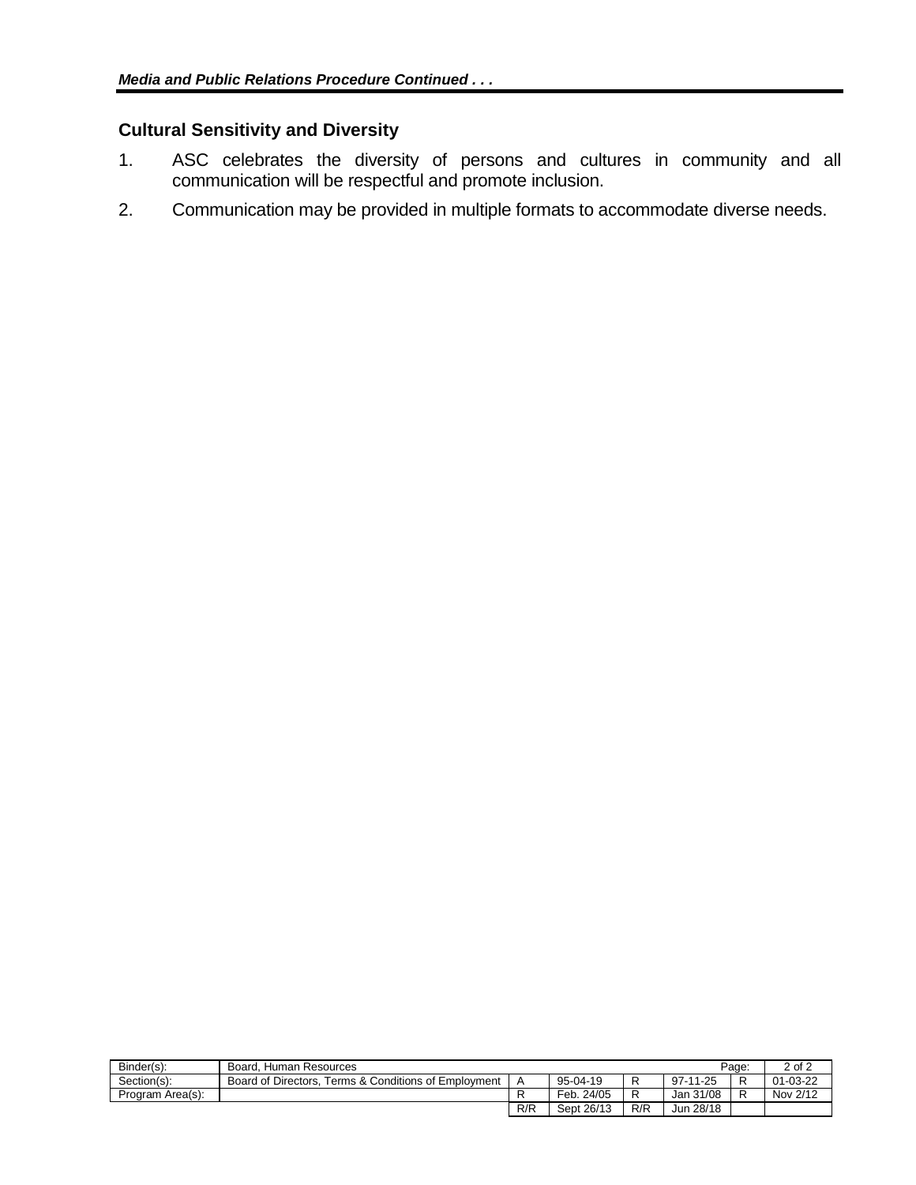## Cultural Sensitivity and Diversity

1. ASC celebrates the diversity of persons and cultures in community and all communication will be respectful and promote inclusion.
2. Communication may be provided in multiple formats to accommodate diverse needs.